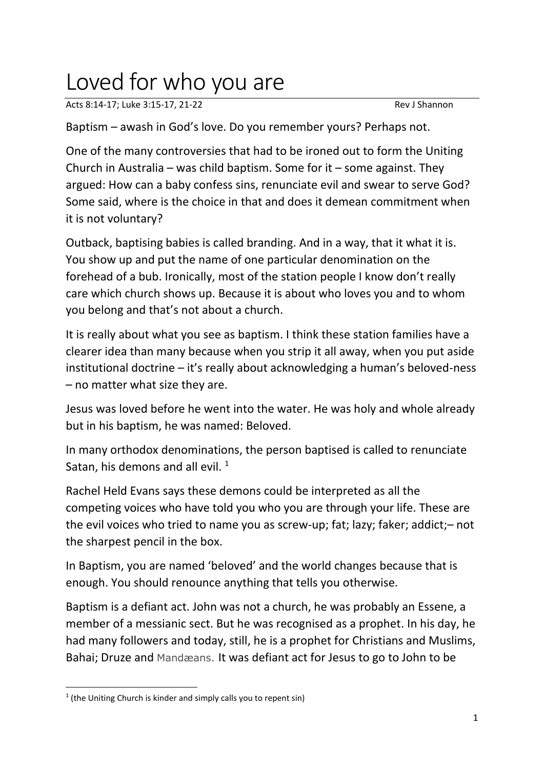# Loved for who you are

Acts 8:14-17; Luke 3:15-17, 21-22 Rev J Shannon

Baptism – awash in God's love. Do you remember yours? Perhaps not.

One of the many controversies that had to be ironed out to form the Uniting Church in Australia – was child baptism. Some for it – some against. They argued: How can a baby confess sins, renunciate evil and swear to serve God? Some said, where is the choice in that and does it demean commitment when it is not voluntary?

Outback, baptising babies is called branding. And in a way, that it what it is. You show up and put the name of one particular denomination on the forehead of a bub. Ironically, most of the station people I know don't really care which church shows up. Because it is about who loves you and to whom you belong and that's not about a church.

It is really about what you see as baptism. I think these station families have a clearer idea than many because when you strip it all away, when you put aside institutional doctrine – it's really about acknowledging a human's beloved-ness – no matter what size they are.

Jesus was loved before he went into the water. He was holy and whole already but in his baptism, he was named: Beloved.

In many orthodox denominations, the person baptised is called to renunciate Satan, his demons and all evil. [1]

Rachel Held Evans says these demons could be interpreted as all the competing voices who have told you who you are through your life. These are the evil voices who tried to name you as screw-up; fat; lazy; faker; addict;– not the sharpest pencil in the box.

In Baptism, you are named 'beloved' and the world changes because that is enough. You should renounce anything that tells you otherwise.

Baptism is a defiant act. John was not a church, he was probably an Essene, a member of a messianic sect. But he was recognised as a prophet. In his day, he had many followers and today, still, he is a prophet for Christians and Muslims, Bahai; Druze and Mandæans. It was defiant act for Jesus to go to John to be

[1] (the Uniting Church is kinder and simply calls you to repent sin)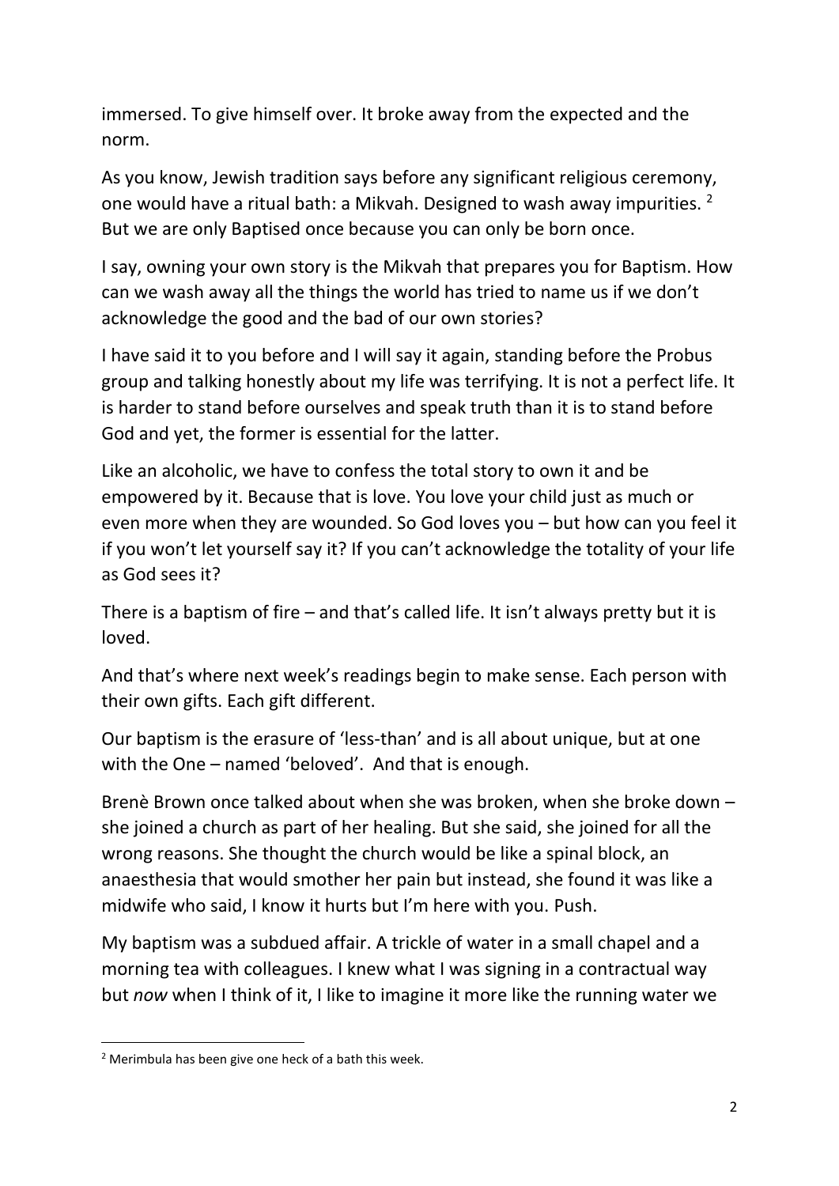immersed. To give himself over. It broke away from the expected and the norm.

As you know, Jewish tradition says before any significant religious ceremony, one would have a ritual bath: a Mikvah. Designed to wash away impurities. [2] But we are only Baptised once because you can only be born once.

I say, owning your own story is the Mikvah that prepares you for Baptism. How can we wash away all the things the world has tried to name us if we don't acknowledge the good and the bad of our own stories?

I have said it to you before and I will say it again, standing before the Probus group and talking honestly about my life was terrifying. It is not a perfect life. It is harder to stand before ourselves and speak truth than it is to stand before God and yet, the former is essential for the latter.

Like an alcoholic, we have to confess the total story to own it and be empowered by it. Because that is love. You love your child just as much or even more when they are wounded. So God loves you – but how can you feel it if you won't let yourself say it? If you can't acknowledge the totality of your life as God sees it?

There is a baptism of fire – and that's called life. It isn't always pretty but it is loved.

And that's where next week's readings begin to make sense. Each person with their own gifts. Each gift different.

Our baptism is the erasure of 'less-than' and is all about unique, but at one with the One – named 'beloved'. And that is enough.

Brenè Brown once talked about when she was broken, when she broke down – she joined a church as part of her healing. But she said, she joined for all the wrong reasons. She thought the church would be like a spinal block, an anaesthesia that would smother her pain but instead, she found it was like a midwife who said, I know it hurts but I'm here with you. Push.

My baptism was a subdued affair. A trickle of water in a small chapel and a morning tea with colleagues. I knew what I was signing in a contractual way but *now* when I think of it, I like to imagine it more like the running water we

[2] Merimbula has been give one heck of a bath this week.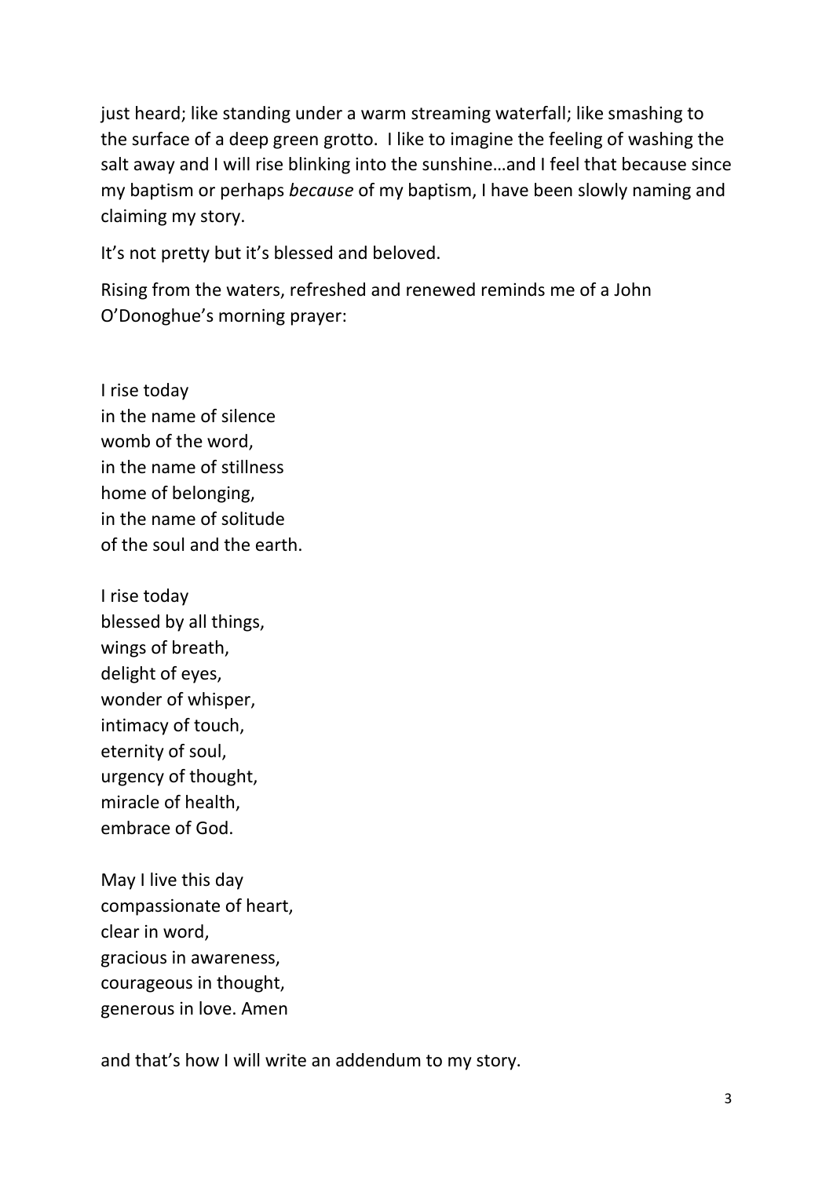just heard; like standing under a warm streaming waterfall; like smashing to the surface of a deep green grotto. I like to imagine the feeling of washing the salt away and I will rise blinking into the sunshine…and I feel that because since my baptism or perhaps *because* of my baptism, I have been slowly naming and claiming my story.

It's not pretty but it's blessed and beloved.

Rising from the waters, refreshed and renewed reminds me of a John O'Donoghue's morning prayer:

I rise today  
in the name of silence  
womb of the word,  
in the name of stillness  
home of belonging,  
in the name of solitude  
of the soul and the earth.

I rise today  
blessed by all things,  
wings of breath,  
delight of eyes,  
wonder of whisper,  
intimacy of touch,  
eternity of soul,  
urgency of thought,  
miracle of health,  
embrace of God.

May I live this day  
compassionate of heart,  
clear in word,  
gracious in awareness,  
courageous in thought,  
generous in love. Amen

and that's how I will write an addendum to my story.